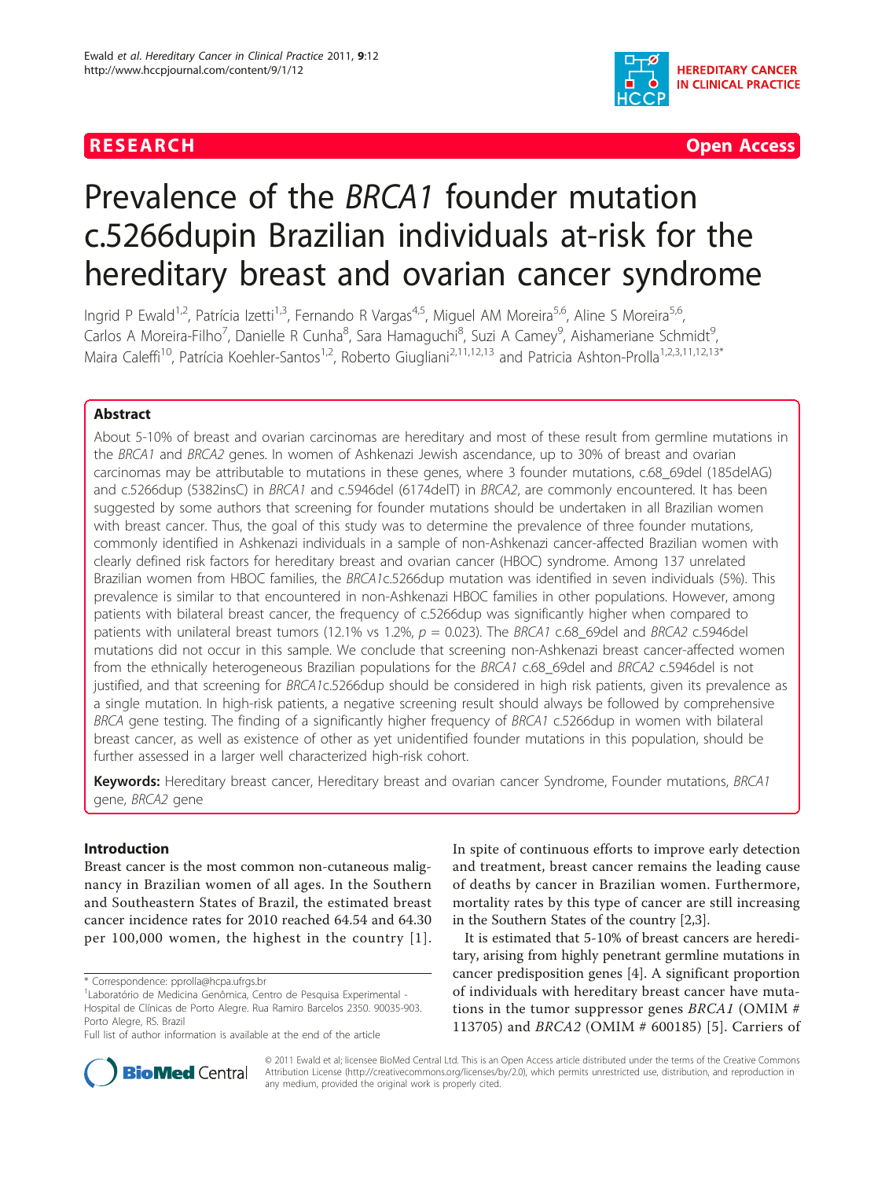RESEARCH Open Access

# Prevalence of the *BRCA1* founder mutation c.5266dupin Brazilian individuals at-risk for the hereditary breast and ovarian cancer syndrome

Ingrid P Ewald[1,2], Patrícia Izetti[1,3], Fernando R Vargas[4,5], Miguel AM Moreira[5,6], Aline S Moreira[5,6], Carlos A Moreira-Filho[7], Danielle R Cunha[8], Sara Hamaguchi[8], Suzi A Camey[9], Aishameriane Schmidt[9], Maira Caleffi[10], Patrícia Koehler-Santos[1,2], Roberto Giugliani[2,11,12,13] and Patricia Ashton-Prolla[1,2,3,11,12,13*]

## Abstract

About 5-10% of breast and ovarian carcinomas are hereditary and most of these result from germline mutations in the *BRCA1* and *BRCA2* genes. In women of Ashkenazi Jewish ascendance, up to 30% of breast and ovarian carcinomas may be attributable to mutations in these genes, where 3 founder mutations, c.68_69del (185delAG) and c.5266dup (5382insC) in *BRCA1* and c.5946del (6174delT) in *BRCA2*, are commonly encountered. It has been suggested by some authors that screening for founder mutations should be undertaken in all Brazilian women with breast cancer. Thus, the goal of this study was to determine the prevalence of three founder mutations, commonly identified in Ashkenazi individuals in a sample of non-Ashkenazi cancer-affected Brazilian women with clearly defined risk factors for hereditary breast and ovarian cancer (HBOC) syndrome. Among 137 unrelated Brazilian women from HBOC families, the *BRCA1*c.5266dup mutation was identified in seven individuals (5%). This prevalence is similar to that encountered in non-Ashkenazi HBOC families in other populations. However, among patients with bilateral breast cancer, the frequency of c.5266dup was significantly higher when compared to patients with unilateral breast tumors (12.1% vs 1.2%, $p = 0.023$). The *BRCA1* c.68_69del and *BRCA2* c.5946del mutations did not occur in this sample. We conclude that screening non-Ashkenazi breast cancer-affected women from the ethnically heterogeneous Brazilian populations for the *BRCA1* c.68_69del and *BRCA2* c.5946del is not justified, and that screening for *BRCA1*c.5266dup should be considered in high risk patients, given its prevalence as a single mutation. In high-risk patients, a negative screening result should always be followed by comprehensive *BRCA* gene testing. The finding of a significantly higher frequency of *BRCA1* c.5266dup in women with bilateral breast cancer, as well as existence of other as yet unidentified founder mutations in this population, should be further assessed in a larger well characterized high-risk cohort.

**Keywords:** Hereditary breast cancer, Hereditary breast and ovarian cancer Syndrome, Founder mutations, *BRCA1* gene, *BRCA2* gene

## Introduction

Breast cancer is the most common non-cutaneous malignancy in Brazilian women of all ages. In the Southern and Southeastern States of Brazil, the estimated breast cancer incidence rates for 2010 reached 64.54 and 64.30 per 100,000 women, the highest in the country [1]. In spite of continuous efforts to improve early detection and treatment, breast cancer remains the leading cause of deaths by cancer in Brazilian women. Furthermore, mortality rates by this type of cancer are still increasing in the Southern States of the country [2,3].

It is estimated that 5-10% of breast cancers are hereditary, arising from highly penetrant germline mutations in cancer predisposition genes [4]. A significant proportion of individuals with hereditary breast cancer have mutations in the tumor suppressor genes *BRCA1* (OMIM # 113705) and *BRCA2* (OMIM # 600185) [5]. Carriers of

\* Correspondence: pprolla@hcpa.ufrgs.br
[1]Laboratório de Medicina Genômica, Centro de Pesquisa Experimental - Hospital de Clínicas de Porto Alegre. Rua Ramiro Barcelos 2350. 90035-903. Porto Alegre, RS. Brazil
Full list of author information is available at the end of the article

© 2011 Ewald et al; licensee BioMed Central Ltd. This is an Open Access article distributed under the terms of the Creative Commons Attribution License (http://creativecommons.org/licenses/by/2.0), which permits unrestricted use, distribution, and reproduction in any medium, provided the original work is properly cited.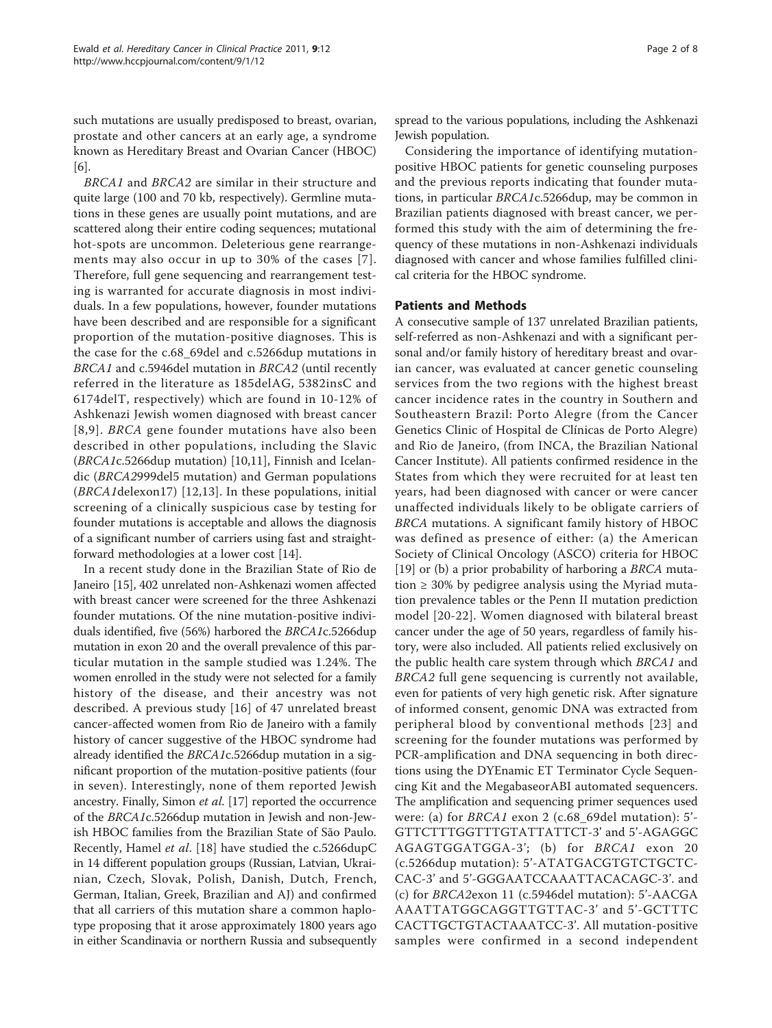such mutations are usually predisposed to breast, ovarian, prostate and other cancers at an early age, a syndrome known as Hereditary Breast and Ovarian Cancer (HBOC) [6].

*BRCA1* and *BRCA2* are similar in their structure and quite large (100 and 70 kb, respectively). Germline mutations in these genes are usually point mutations, and are scattered along their entire coding sequences; mutational hot-spots are uncommon. Deleterious gene rearrangements may also occur in up to 30% of the cases [7]. Therefore, full gene sequencing and rearrangement testing is warranted for accurate diagnosis in most individuals. In a few populations, however, founder mutations have been described and are responsible for a significant proportion of the mutation-positive diagnoses. This is the case for the c.68_69del and c.5266dup mutations in *BRCA1* and c.5946del mutation in *BRCA2* (until recently referred in the literature as 185delAG, 5382insC and 6174delT, respectively) which are found in 10-12% of Ashkenazi Jewish women diagnosed with breast cancer [8,9]. *BRCA* gene founder mutations have also been described in other populations, including the Slavic (*BRCA1*c.5266dup mutation) [10,11], Finnish and Icelandic (*BRCA2*999del5 mutation) and German populations (*BRCA1*delexon17) [12,13]. In these populations, initial screening of a clinically suspicious case by testing for founder mutations is acceptable and allows the diagnosis of a significant number of carriers using fast and straightforward methodologies at a lower cost [14].

In a recent study done in the Brazilian State of Rio de Janeiro [15], 402 unrelated non-Ashkenazi women affected with breast cancer were screened for the three Ashkenazi founder mutations. Of the nine mutation-positive individuals identified, five (56%) harbored the *BRCA1*c.5266dup mutation in exon 20 and the overall prevalence of this particular mutation in the sample studied was 1.24%. The women enrolled in the study were not selected for a family history of the disease, and their ancestry was not described. A previous study [16] of 47 unrelated breast cancer-affected women from Rio de Janeiro with a family history of cancer suggestive of the HBOC syndrome had already identified the *BRCA1*c.5266dup mutation in a significant proportion of the mutation-positive patients (four in seven). Interestingly, none of them reported Jewish ancestry. Finally, Simon *et al.* [17] reported the occurrence of the *BRCA1*c.5266dup mutation in Jewish and non-Jewish HBOC families from the Brazilian State of São Paulo. Recently, Hamel *et al.* [18] have studied the c.5266dupC in 14 different population groups (Russian, Latvian, Ukrainian, Czech, Slovak, Polish, Danish, Dutch, French, German, Italian, Greek, Brazilian and AJ) and confirmed that all carriers of this mutation share a common haplotype proposing that it arose approximately 1800 years ago in either Scandinavia or northern Russia and subsequently spread to the various populations, including the Ashkenazi Jewish population.

Considering the importance of identifying mutation-positive HBOC patients for genetic counseling purposes and the previous reports indicating that founder mutations, in particular *BRCA1*c.5266dup, may be common in Brazilian patients diagnosed with breast cancer, we performed this study with the aim of determining the frequency of these mutations in non-Ashkenazi individuals diagnosed with cancer and whose families fulfilled clinical criteria for the HBOC syndrome.

## Patients and Methods

A consecutive sample of 137 unrelated Brazilian patients, self-referred as non-Ashkenazi and with a significant personal and/or family history of hereditary breast and ovarian cancer, was evaluated at cancer genetic counseling services from the two regions with the highest breast cancer incidence rates in the country in Southern and Southeastern Brazil: Porto Alegre (from the Cancer Genetics Clinic of Hospital de Clínicas de Porto Alegre) and Rio de Janeiro, (from INCA, the Brazilian National Cancer Institute). All patients confirmed residence in the States from which they were recruited for at least ten years, had been diagnosed with cancer or were cancer unaffected individuals likely to be obligate carriers of *BRCA* mutations. A significant family history of HBOC was defined as presence of either: (a) the American Society of Clinical Oncology (ASCO) criteria for HBOC [19] or (b) a prior probability of harboring a *BRCA* mutation ≥ 30% by pedigree analysis using the Myriad mutation prevalence tables or the Penn II mutation prediction model [20-22]. Women diagnosed with bilateral breast cancer under the age of 50 years, regardless of family history, were also included. All patients relied exclusively on the public health care system through which *BRCA1* and *BRCA2* full gene sequencing is currently not available, even for patients of very high genetic risk. After signature of informed consent, genomic DNA was extracted from peripheral blood by conventional methods [23] and screening for the founder mutations was performed by PCR-amplification and DNA sequencing in both directions using the DYEnamic ET Terminator Cycle Sequencing Kit and the MegabaseorABI automated sequencers. The amplification and sequencing primer sequences used were: (a) for *BRCA1* exon 2 (c.68_69del mutation): 5'-GTTCTTTGGTTTGTATTATTCT-3' and 5'-AGAGGCAGAGTGGATGGA-3'; (b) for *BRCA1* exon 20 (c.5266dup mutation): 5'-ATATGACGTGTCTGCTCCAC-3' and 5'-GGGAATCCAAATTACACAGC-3'. and (c) for *BRCA2*exon 11 (c.5946del mutation): 5'-AACGAAAATTATGGCAGGTTGTTAC-3' and 5'-GCTTTCCACTTGCTGTACTAAATCC-3'. All mutation-positive samples were confirmed in a second independent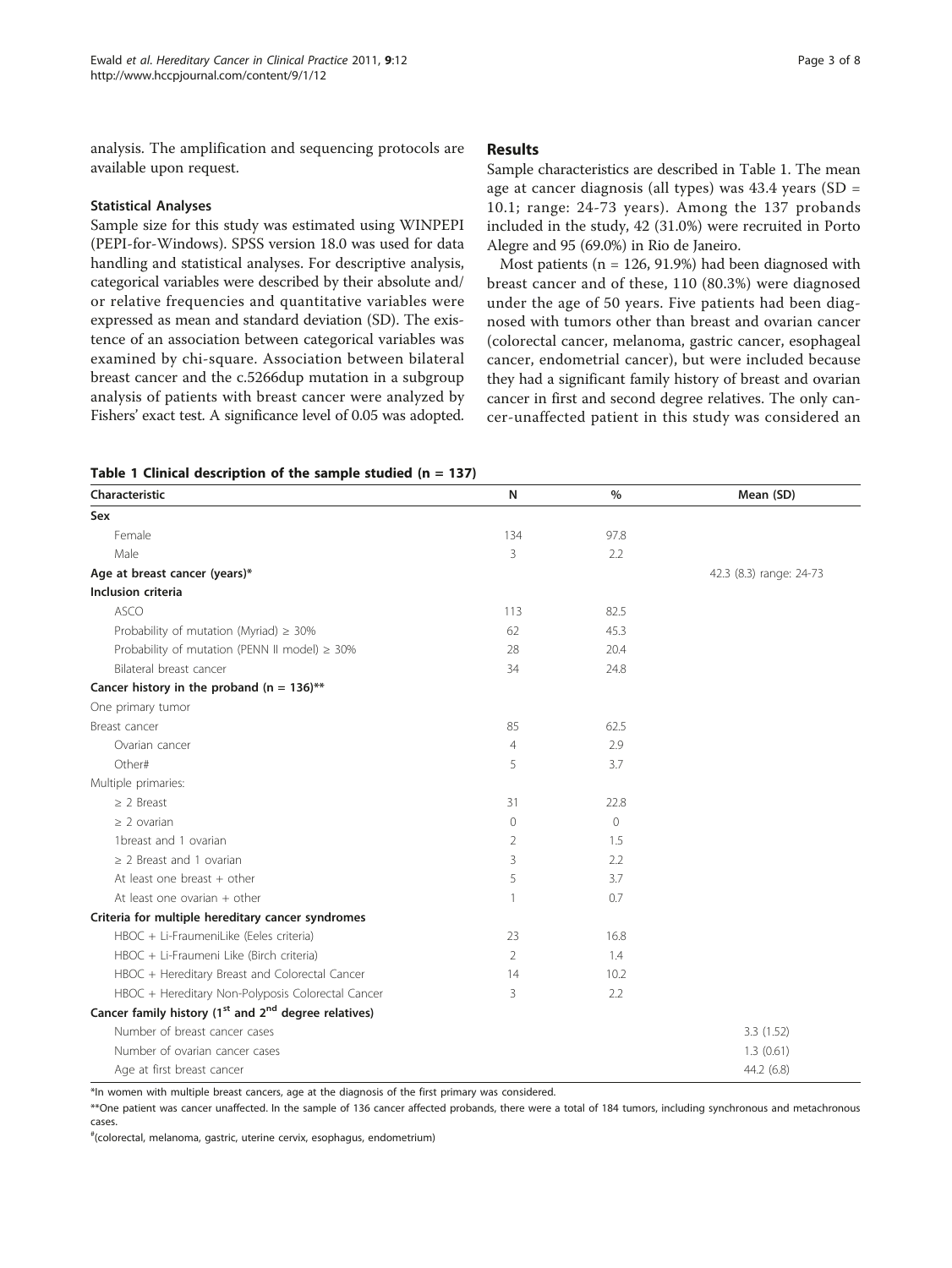analysis. The amplification and sequencing protocols are available upon request.

### Statistical Analyses

Sample size for this study was estimated using WINPEPI (PEPI-for-Windows). SPSS version 18.0 was used for data handling and statistical analyses. For descriptive analysis, categorical variables were described by their absolute and/or relative frequencies and quantitative variables were expressed as mean and standard deviation (SD). The existence of an association between categorical variables was examined by chi-square. Association between bilateral breast cancer and the c.5266dup mutation in a subgroup analysis of patients with breast cancer were analyzed by Fishers' exact test. A significance level of 0.05 was adopted.

## Results

Sample characteristics are described in Table 1. The mean age at cancer diagnosis (all types) was 43.4 years (SD = 10.1; range: 24-73 years). Among the 137 probands included in the study, 42 (31.0%) were recruited in Porto Alegre and 95 (69.0%) in Rio de Janeiro.

Most patients (n = 126, 91.9%) had been diagnosed with breast cancer and of these, 110 (80.3%) were diagnosed under the age of 50 years. Five patients had been diagnosed with tumors other than breast and ovarian cancer (colorectal cancer, melanoma, gastric cancer, esophageal cancer, endometrial cancer), but were included because they had a significant family history of breast and ovarian cancer in first and second degree relatives. The only cancer-unaffected patient in this study was considered an

**Table 1 Clinical description of the sample studied (n = 137)**

| Characteristic | N | % | Mean (SD) |
|---|---|---|---|
| **Sex** | | | |
| Female | 134 | 97.8 | |
| Male | 3 | 2.2 | |
| **Age at breast cancer (years)*** | | | 42.3 (8.3) range: 24-73 |
| **Inclusion criteria** | | | |
| ASCO | 113 | 82.5 | |
| Probability of mutation (Myriad) ≥ 30% | 62 | 45.3 | |
| Probability of mutation (PENN II model) ≥ 30% | 28 | 20.4 | |
| Bilateral breast cancer | 34 | 24.8 | |
| **Cancer history in the proband (n = 136)**** | | | |
| One primary tumor | | | |
| Breast cancer | 85 | 62.5 | |
| Ovarian cancer | 4 | 2.9 | |
| Other# | 5 | 3.7 | |
| Multiple primaries: | | | |
| ≥ 2 Breast | 31 | 22.8 | |
| ≥ 2 ovarian | 0 | 0 | |
| 1breast and 1 ovarian | 2 | 1.5 | |
| ≥ 2 Breast and 1 ovarian | 3 | 2.2 | |
| At least one breast + other | 5 | 3.7 | |
| At least one ovarian + other | 1 | 0.7 | |
| **Criteria for multiple hereditary cancer syndromes** | | | |
| HBOC + Li-FraumeniLike (Eeles criteria) | 23 | 16.8 | |
| HBOC + Li-Fraumeni Like (Birch criteria) | 2 | 1.4 | |
| HBOC + Hereditary Breast and Colorectal Cancer | 14 | 10.2 | |
| HBOC + Hereditary Non-Polyposis Colorectal Cancer | 3 | 2.2 | |
| **Cancer family history (1st and 2nd degree relatives)** | | | |
| Number of breast cancer cases | | | 3.3 (1.52) |
| Number of ovarian cancer cases | | | 1.3 (0.61) |
| Age at first breast cancer | | | 44.2 (6.8) |

*In women with multiple breast cancers, age at the diagnosis of the first primary was considered.

**One patient was cancer unaffected. In the sample of 136 cancer affected probands, there were a total of 184 tumors, including synchronous and metachronous cases.

#(colorectal, melanoma, gastric, uterine cervix, esophagus, endometrium)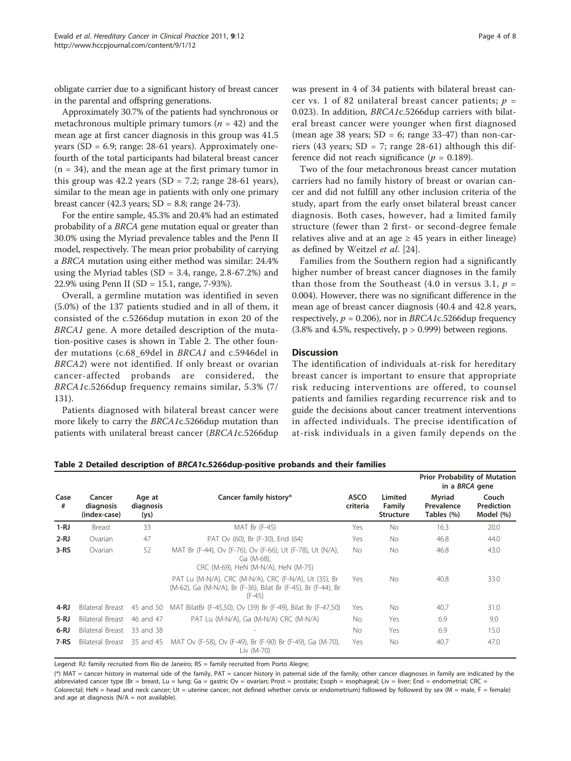obligate carrier due to a significant history of breast cancer in the parental and offspring generations.

Approximately 30.7% of the patients had synchronous or metachronous multiple primary tumors ($n = 42$) and the mean age at first cancer diagnosis in this group was 41.5 years (SD = 6.9; range: 28-61 years). Approximately one-fourth of the total participants had bilateral breast cancer (n = 34), and the mean age at the first primary tumor in this group was 42.2 years (SD = 7.2; range 28-61 years), similar to the mean age in patients with only one primary breast cancer (42.3 years; SD = 8.8; range 24-73).

For the entire sample, 45.3% and 20.4% had an estimated probability of a *BRCA* gene mutation equal or greater than 30.0% using the Myriad prevalence tables and the Penn II model, respectively. The mean prior probability of carrying a *BRCA* mutation using either method was similar: 24.4% using the Myriad tables (SD = 3.4, range, 2.8-67.2%) and 22.9% using Penn II (SD = 15.1, range, 7-93%).

Overall, a germline mutation was identified in seven (5.0%) of the 137 patients studied and in all of them, it consisted of the c.5266dup mutation in exon 20 of the *BRCA1* gene. A more detailed description of the mutation-positive cases is shown in Table 2. The other founder mutations (c.68_69del in *BRCA1* and c.5946del in *BRCA2*) were not identified. If only breast or ovarian cancer-affected probands are considered, the *BRCA1*c.5266dup frequency remains similar, 5.3% (7/131).

Patients diagnosed with bilateral breast cancer were more likely to carry the *BRCA1*c.5266dup mutation than patients with unilateral breast cancer (*BRCA1*c.5266dup was present in 4 of 34 patients with bilateral breast cancer vs. 1 of 82 unilateral breast cancer patients; $p = 0.023$). In addition, *BRCA1*c.5266dup carriers with bilateral breast cancer were younger when first diagnosed (mean age 38 years; SD = 6; range 33-47) than non-carriers (43 years; SD = 7; range 28-61) although this difference did not reach significance ($p = 0.189$).

Two of the four metachronous breast cancer mutation carriers had no family history of breast or ovarian cancer and did not fulfill any other inclusion criteria of the study, apart from the early onset bilateral breast cancer diagnosis. Both cases, however, had a limited family structure (fewer than 2 first- or second-degree female relatives alive and at an age ≥ 45 years in either lineage) as defined by Weitzel *et al*. [24].

Families from the Southern region had a significantly higher number of breast cancer diagnoses in the family than those from the Southeast (4.0 in versus 3.1, $p = 0.004$). However, there was no significant difference in the mean age of breast cancer diagnosis (40.4 and 42.8 years, respectively, $p = 0.206$), nor in *BRCA1*c.5266dup frequency (3.8% and 4.5%, respectively, $p > 0.999$) between regions.

## Discussion

The identification of individuals at-risk for hereditary breast cancer is important to ensure that appropriate risk reducing interventions are offered, to counsel patients and families regarding recurrence risk and to guide the decisions about cancer treatment interventions in affected individuals. The precise identification of at-risk individuals in a given family depends on the

**Table 2 Detailed description of *BRCA1*c.5266dup-positive probands and their families**

| Case # | Cancer diagnosis (index-case) | Age at diagnosis (ys) | Cancer family history* | ASCO criteria | Limited Family Structure | Prior Probability of Mutation in a *BRCA* gene | |
|---|---|---|---|---|---|---|---|
| | | | | | | Myriad Prevalence Tables (%) | Couch Prediction Model (%) |
| **1-RJ** | Breast | 33 | MAT Br (F-45) | Yes | No | 16.3 | 20.0 |
| **2-RJ** | Ovarian | 47 | PAT Ov (60), Br (F-30), End (64) | Yes | No | 46.8 | 44.0 |
| **3-RS** | Ovarian | 52 | MAT Br (F-44), Ov (F-76), Ov (F-66), Ut (F-78), Ut (N/A), Ga (M-68), CRC (M-69), HeN (M-N/A), HeN (M-75) | No | No | 46.8 | 43.0 |
| | | | PAT Lu (M-N/A), CRC (M-N/A), CRC (F-N/A), Ut (35), Br (M-62), Ga (M-N/A), Br (F-36), Bilat Br (F-45), Br (F-44), Br (F-45) | Yes | No | 40.8 | 33.0 |
| **4-RJ** | Bilateral Breast | 45 and 50 | MAT BilatBr (F-45,50), Ov (39) Br (F-49), Bilat Br (F-47,50) | Yes | No | 40.7 | 31.0 |
| **5-RJ** | Bilateral Breast | 46 and 47 | PAT Lu (M-N/A), Ga (M-N/A) CRC (M-N/A) | No | Yes | 6.9 | 9.0 |
| **6-RJ** | Bilateral Breast | 33 and 38 | - | No | Yes | 6.9 | 15.0 |
| **7-RS** | Bilateral Breast | 35 and 45 | MAT Ov (F-58), Ov (F-49), Br (F-90) Br (F-49), Ga (M-70), Liv (M-70) | Yes | No | 40.7 | 47.0 |

Legend: RJ: family recruited from Rio de Janeiro; RS = family recruited from Porto Alegre;

(*) MAT = cancer history in maternal side of the family, PAT = cancer history in paternal side of the family; other cancer diagnoses in family are indicated by the abbreviated cancer type (Br = breast, Lu = lung; Ga = gastric Ov = ovarian; Prost = prostate; Esoph = esophageal; Liv = liver; End = endometrial; CRC = Colorectal; HeN = head and neck cancer; Ut = uterine cancer, not defined whether cervix or endometrium) followed by followed by sex (M = male, F = female) and age at diagnosis (N/A = not available).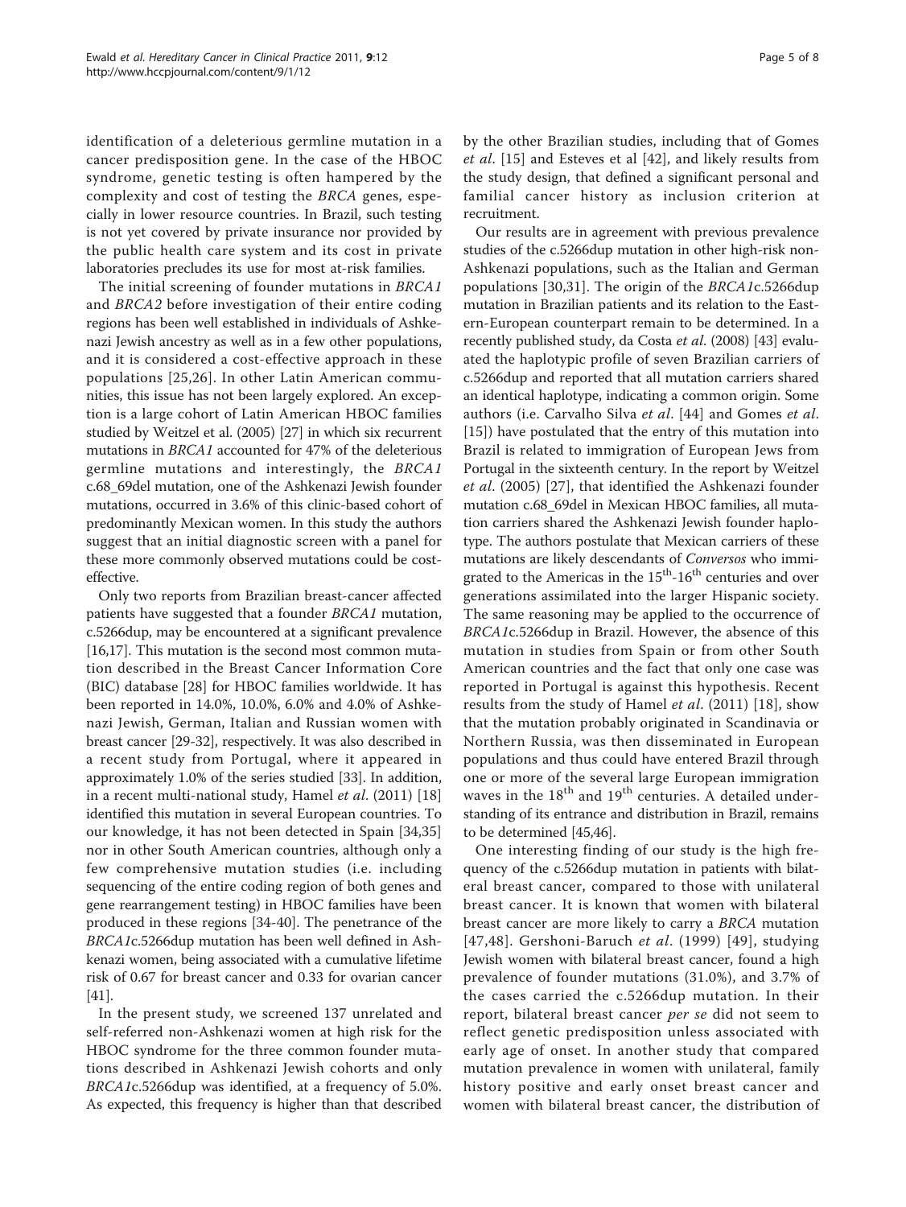identification of a deleterious germline mutation in a cancer predisposition gene. In the case of the HBOC syndrome, genetic testing is often hampered by the complexity and cost of testing the *BRCA* genes, especially in lower resource countries. In Brazil, such testing is not yet covered by private insurance nor provided by the public health care system and its cost in private laboratories precludes its use for most at-risk families.

The initial screening of founder mutations in *BRCA1* and *BRCA2* before investigation of their entire coding regions has been well established in individuals of Ashkenazi Jewish ancestry as well as in a few other populations, and it is considered a cost-effective approach in these populations [25,26]. In other Latin American communities, this issue has not been largely explored. An exception is a large cohort of Latin American HBOC families studied by Weitzel et al. (2005) [27] in which six recurrent mutations in *BRCA1* accounted for 47% of the deleterious germline mutations and interestingly, the *BRCA1* c.68_69del mutation, one of the Ashkenazi Jewish founder mutations, occurred in 3.6% of this clinic-based cohort of predominantly Mexican women. In this study the authors suggest that an initial diagnostic screen with a panel for these more commonly observed mutations could be cost-effective.

Only two reports from Brazilian breast-cancer affected patients have suggested that a founder *BRCA1* mutation, c.5266dup, may be encountered at a significant prevalence [16,17]. This mutation is the second most common mutation described in the Breast Cancer Information Core (BIC) database [28] for HBOC families worldwide. It has been reported in 14.0%, 10.0%, 6.0% and 4.0% of Ashkenazi Jewish, German, Italian and Russian women with breast cancer [29-32], respectively. It was also described in a recent study from Portugal, where it appeared in approximately 1.0% of the series studied [33]. In addition, in a recent multi-national study, Hamel *et al*. (2011) [18] identified this mutation in several European countries. To our knowledge, it has not been detected in Spain [34,35] nor in other South American countries, although only a few comprehensive mutation studies (i.e. including sequencing of the entire coding region of both genes and gene rearrangement testing) in HBOC families have been produced in these regions [34-40]. The penetrance of the *BRCA1*c.5266dup mutation has been well defined in Ashkenazi women, being associated with a cumulative lifetime risk of 0.67 for breast cancer and 0.33 for ovarian cancer [41].

In the present study, we screened 137 unrelated and self-referred non-Ashkenazi women at high risk for the HBOC syndrome for the three common founder mutations described in Ashkenazi Jewish cohorts and only *BRCA1*c.5266dup was identified, at a frequency of 5.0%. As expected, this frequency is higher than that described by the other Brazilian studies, including that of Gomes *et al*. [15] and Esteves et al [42], and likely results from the study design, that defined a significant personal and familial cancer history as inclusion criterion at recruitment.

Our results are in agreement with previous prevalence studies of the c.5266dup mutation in other high-risk non-Ashkenazi populations, such as the Italian and German populations [30,31]. The origin of the *BRCA1*c.5266dup mutation in Brazilian patients and its relation to the Eastern-European counterpart remain to be determined. In a recently published study, da Costa *et al*. (2008) [43] evaluated the haplotypic profile of seven Brazilian carriers of c.5266dup and reported that all mutation carriers shared an identical haplotype, indicating a common origin. Some authors (i.e. Carvalho Silva *et al*. [44] and Gomes *et al*. [15]) have postulated that the entry of this mutation into Brazil is related to immigration of European Jews from Portugal in the sixteenth century. In the report by Weitzel *et al*. (2005) [27], that identified the Ashkenazi founder mutation c.68_69del in Mexican HBOC families, all mutation carriers shared the Ashkenazi Jewish founder haplotype. The authors postulate that Mexican carriers of these mutations are likely descendants of *Conversos* who immigrated to the Americas in the 15th-16th centuries and over generations assimilated into the larger Hispanic society. The same reasoning may be applied to the occurrence of *BRCA1*c.5266dup in Brazil. However, the absence of this mutation in studies from Spain or from other South American countries and the fact that only one case was reported in Portugal is against this hypothesis. Recent results from the study of Hamel *et al*. (2011) [18], show that the mutation probably originated in Scandinavia or Northern Russia, was then disseminated in European populations and thus could have entered Brazil through one or more of the several large European immigration waves in the 18th and 19th centuries. A detailed understanding of its entrance and distribution in Brazil, remains to be determined [45,46].

One interesting finding of our study is the high frequency of the c.5266dup mutation in patients with bilateral breast cancer, compared to those with unilateral breast cancer. It is known that women with bilateral breast cancer are more likely to carry a *BRCA* mutation [47,48]. Gershoni-Baruch *et al*. (1999) [49], studying Jewish women with bilateral breast cancer, found a high prevalence of founder mutations (31.0%), and 3.7% of the cases carried the c.5266dup mutation. In their report, bilateral breast cancer *per se* did not seem to reflect genetic predisposition unless associated with early age of onset. In another study that compared mutation prevalence in women with unilateral, family history positive and early onset breast cancer and women with bilateral breast cancer, the distribution of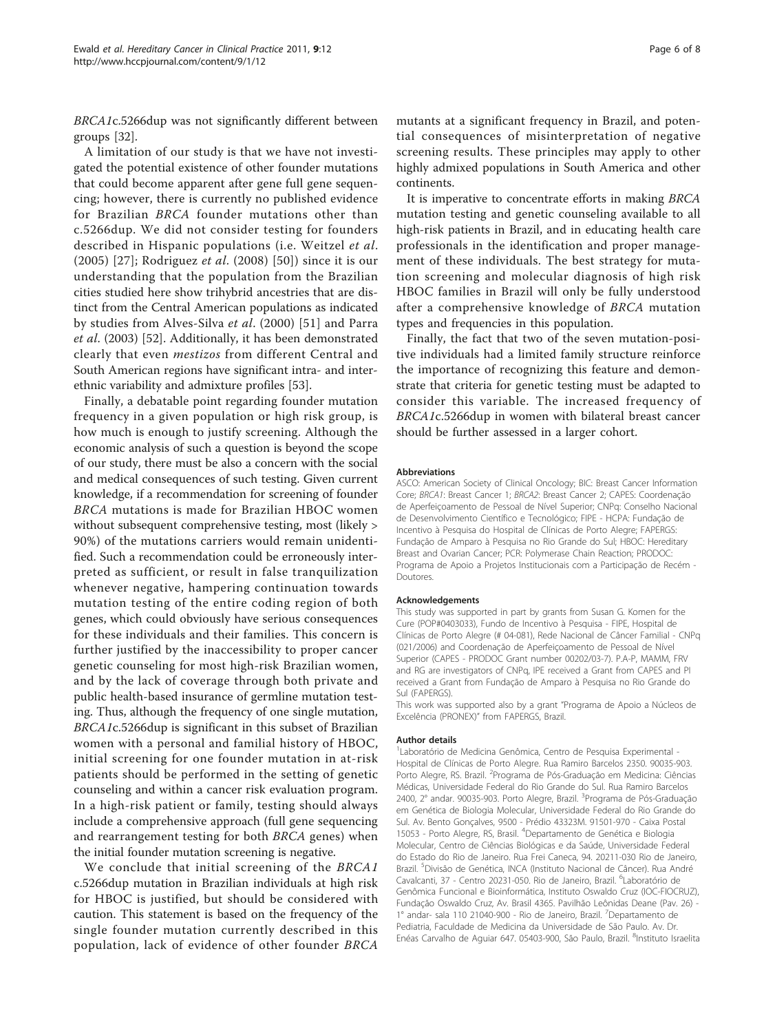*BRCA1*c.5266dup was not significantly different between groups [32].

A limitation of our study is that we have not investigated the potential existence of other founder mutations that could become apparent after gene full gene sequencing; however, there is currently no published evidence for Brazilian *BRCA* founder mutations other than c.5266dup. We did not consider testing for founders described in Hispanic populations (i.e. Weitzel *et al*. (2005) [27]; Rodriguez *et al*. (2008) [50]) since it is our understanding that the population from the Brazilian cities studied here show trihybrid ancestries that are distinct from the Central American populations as indicated by studies from Alves-Silva *et al*. (2000) [51] and Parra *et al*. (2003) [52]. Additionally, it has been demonstrated clearly that even *mestizos* from different Central and South American regions have significant intra- and interethnic variability and admixture profiles [53].

Finally, a debatable point regarding founder mutation frequency in a given population or high risk group, is how much is enough to justify screening. Although the economic analysis of such a question is beyond the scope of our study, there must be also a concern with the social and medical consequences of such testing. Given current knowledge, if a recommendation for screening of founder *BRCA* mutations is made for Brazilian HBOC women without subsequent comprehensive testing, most (likely > 90%) of the mutations carriers would remain unidentified. Such a recommendation could be erroneously interpreted as sufficient, or result in false tranquilization whenever negative, hampering continuation towards mutation testing of the entire coding region of both genes, which could obviously have serious consequences for these individuals and their families. This concern is further justified by the inaccessibility to proper cancer genetic counseling for most high-risk Brazilian women, and by the lack of coverage through both private and public health-based insurance of germline mutation testing. Thus, although the frequency of one single mutation, *BRCA1*c.5266dup is significant in this subset of Brazilian women with a personal and familial history of HBOC, initial screening for one founder mutation in at-risk patients should be performed in the setting of genetic counseling and within a cancer risk evaluation program. In a high-risk patient or family, testing should always include a comprehensive approach (full gene sequencing and rearrangement testing for both *BRCA* genes) when the initial founder mutation screening is negative.

We conclude that initial screening of the *BRCA1* c.5266dup mutation in Brazilian individuals at high risk for HBOC is justified, but should be considered with caution. This statement is based on the frequency of the single founder mutation currently described in this population, lack of evidence of other founder *BRCA* mutants at a significant frequency in Brazil, and potential consequences of misinterpretation of negative screening results. These principles may apply to other highly admixed populations in South America and other continents.

It is imperative to concentrate efforts in making *BRCA* mutation testing and genetic counseling available to all high-risk patients in Brazil, and in educating health care professionals in the identification and proper management of these individuals. The best strategy for mutation screening and molecular diagnosis of high risk HBOC families in Brazil will only be fully understood after a comprehensive knowledge of *BRCA* mutation types and frequencies in this population.

Finally, the fact that two of the seven mutation-positive individuals had a limited family structure reinforce the importance of recognizing this feature and demonstrate that criteria for genetic testing must be adapted to consider this variable. The increased frequency of *BRCA1*c.5266dup in women with bilateral breast cancer should be further assessed in a larger cohort.

## Abbreviations

ASCO: American Society of Clinical Oncology; BIC: Breast Cancer Information Core; *BRCA1*: Breast Cancer 1; *BRCA2*: Breast Cancer 2; CAPES: Coordenação de Aperfeiçoamento de Pessoal de Nível Superior; CNPq: Conselho Nacional de Desenvolvimento Científico e Tecnológico; FIPE - HCPA: Fundação de Incentivo à Pesquisa do Hospital de Clínicas de Porto Alegre; FAPERGS: Fundação de Amparo à Pesquisa no Rio Grande do Sul; HBOC: Hereditary Breast and Ovarian Cancer; PCR: Polymerase Chain Reaction; PRODOC: Programa de Apoio a Projetos Institucionais com a Participação de Recém - Doutores.

## Acknowledgements

This study was supported in part by grants from Susan G. Komen for the Cure (POP#0403033), Fundo de Incentivo à Pesquisa - FIPE, Hospital de Clínicas de Porto Alegre (# 04-081), Rede Nacional de Câncer Familial - CNPq (021/2006) and Coordenação de Aperfeiçoamento de Pessoal de Nível Superior (CAPES - PRODOC Grant number 00202/03-7). P.A-P, MAMM, FRV and RG are investigators of CNPq, IPE received a Grant from CAPES and PI received a Grant from Fundação de Amparo à Pesquisa no Rio Grande do Sul (FAPERGS).

This work was supported also by a grant "Programa de Apoio a Núcleos de Excelência (PRONEX)" from FAPERGS, Brazil.

## Author details

[1]Laboratório de Medicina Genômica, Centro de Pesquisa Experimental - Hospital de Clínicas de Porto Alegre. Rua Ramiro Barcelos 2350. 90035-903. Porto Alegre, RS. Brazil. [2]Programa de Pós-Graduação em Medicina: Ciências Médicas, Universidade Federal do Rio Grande do Sul. Rua Ramiro Barcelos 2400, 2° andar. 90035-903. Porto Alegre, Brazil. [3]Programa de Pós-Graduação em Genética de Biologia Molecular, Universidade Federal do Rio Grande do Sul. Av. Bento Gonçalves, 9500 - Prédio 43323M. 91501-970 - Caixa Postal 15053 - Porto Alegre, RS, Brasil. [4]Departamento de Genética e Biologia Molecular, Centro de Ciências Biológicas e da Saúde, Universidade Federal do Estado do Rio de Janeiro. Rua Frei Caneca, 94. 20211-030 Rio de Janeiro, Brazil. [5]Divisão de Genética, INCA (Instituto Nacional de Câncer). Rua André Cavalcanti, 37 - Centro 20231-050. Rio de Janeiro, Brazil. [6]Laboratório de Genômica Funcional e Bioinformática, Instituto Oswaldo Cruz (IOC-FIOCRUZ), Fundação Oswaldo Cruz, Av. Brasil 4365. Pavilhão Leônidas Deane (Pav. 26) - 1° andar- sala 110 21040-900 - Rio de Janeiro, Brazil. [7]Departamento de Pediatria, Faculdade de Medicina da Universidade de São Paulo. Av. Dr. Enéas Carvalho de Aguiar 647. 05403-900, São Paulo, Brazil. [8]Instituto Israelita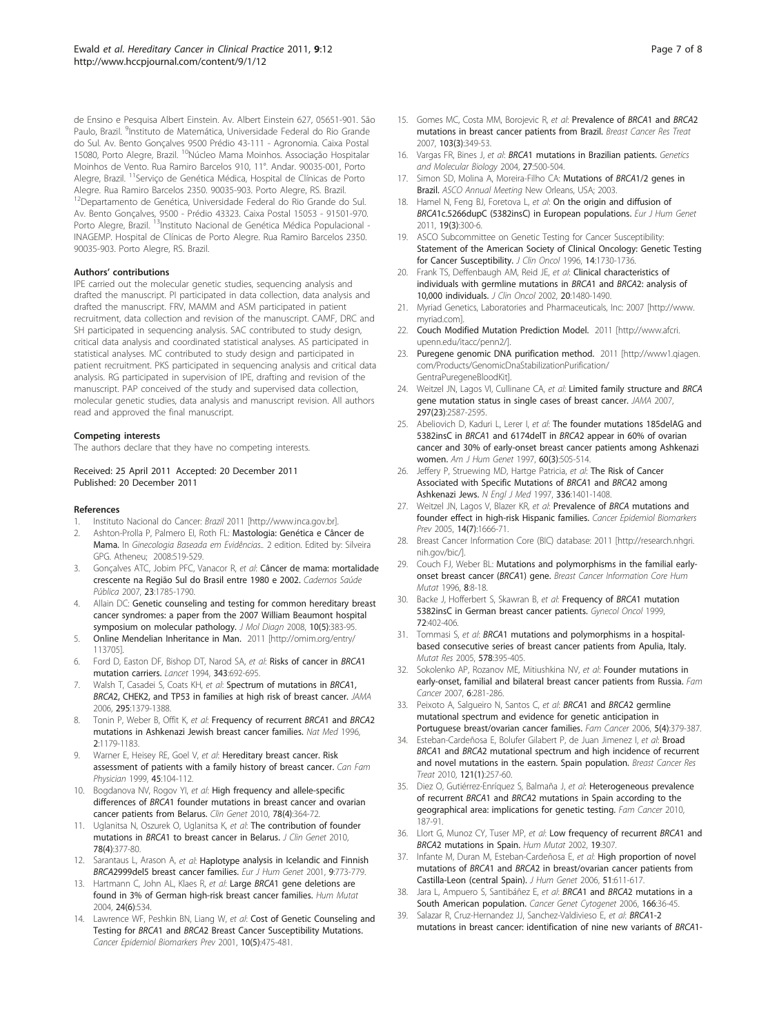de Ensino e Pesquisa Albert Einstein. Av. Albert Einstein 627, 05651-901. São Paulo, Brazil. [9]Instituto de Matemática, Universidade Federal do Rio Grande do Sul. Av. Bento Gonçalves 9500 Prédio 43-111 - Agronomia. Caixa Postal 15080, Porto Alegre, Brazil. [10]Núcleo Mama Moinhos. Associação Hospitalar Moinhos de Vento. Rua Ramiro Barcelos 910, 11°. Andar. 90035-001, Porto Alegre, Brazil. [11]Serviço de Genética Médica, Hospital de Clínicas de Porto Alegre. Rua Ramiro Barcelos 2350. 90035-903. Porto Alegre, RS. Brazil. [12]Departamento de Genética, Universidade Federal do Rio Grande do Sul. Av. Bento Gonçalves, 9500 - Prédio 43323. Caixa Postal 15053 - 91501-970. Porto Alegre, Brazil. [13]Instituto Nacional de Genética Médica Populacional - INAGEMP. Hospital de Clínicas de Porto Alegre. Rua Ramiro Barcelos 2350. 90035-903. Porto Alegre, RS. Brazil.

#### Authors' contributions

IPE carried out the molecular genetic studies, sequencing analysis and drafted the manuscript. PI participated in data collection, data analysis and drafted the manuscript. FRV, MAMM and ASM participated in patient recruitment, data collection and revision of the manuscript. CAMF, DRC and SH participated in sequencing analysis. SAC contributed to study design, critical data analysis and coordinated statistical analyses. AS participated in statistical analyses. MC contributed to study design and participated in patient recruitment. PKS participated in sequencing analysis and critical data analysis. RG participated in supervision of IPE, drafting and revision of the manuscript. PAP conceived of the study and supervised data collection, molecular genetic studies, data analysis and manuscript revision. All authors read and approved the final manuscript.

#### Competing interests

The authors declare that they have no competing interests.

Received: 25 April 2011 Accepted: 20 December 2011
Published: 20 December 2011

#### References

1. Instituto Nacional do Cancer: *Brazil* 2011 [http://www.inca.gov.br].
2. Ashton-Prolla P, Palmero EI, Roth FL: **Mastologia: Genética e Câncer de Mama.** In *Ginecologia Baseada em Evidências.*. 2 edition. Edited by: Silveira GPG. Atheneu; 2008:519-529.
3. Gonçalves ATC, Jobim PFC, Vanacor R, *et al*: **Câncer de mama: mortalidade crescente na Região Sul do Brasil entre 1980 e 2002.** *Cadernos Saúde Pública* 2007, **23**:1785-1790.
4. Allain DC: **Genetic counseling and testing for common hereditary breast cancer syndromes: a paper from the 2007 William Beaumont hospital symposium on molecular pathology.** *J Mol Diagn* 2008, **10(5)**:383-95.
5. **Online Mendelian Inheritance in Man.** 2011 [http://omim.org/entry/113705].
6. Ford D, Easton DF, Bishop DT, Narod SA, *et al*: **Risks of cancer in *BRCA*1 mutation carriers.** *Lancet* 1994, **343**:692-695.
7. Walsh T, Casadei S, Coats KH, *et al*: **Spectrum of mutations in *BRCA*1, *BRCA*2, CHEK2, and TP53 in families at high risk of breast cancer.** *JAMA* 2006, **295**:1379-1388.
8. Tonin P, Weber B, Offit K, *et al*: **Frequency of recurrent *BRCA*1 and *BRCA*2 mutations in Ashkenazi Jewish breast cancer families.** *Nat Med* 1996, **2**:1179-1183.
9. Warner E, Heisey RE, Goel V, *et al*: **Hereditary breast cancer. Risk assessment of patients with a family history of breast cancer.** *Can Fam Physician* 1999, **45**:104-112.
10. Bogdanova NV, Rogov YI, *et al*: **High frequency and allele-specific differences of *BRCA*1 founder mutations in breast cancer and ovarian cancer patients from Belarus.** *Clin Genet* 2010, **78(4)**:364-72.
11. Uglanitsa N, Oszurek O, Uglanitsa K, *et al*: **The contribution of founder mutations in *BRCA*1 to breast cancer in Belarus.** *J Clin Genet* 2010, **78(4)**:377-80.
12. Sarantaus L, Arason A, *et al*: **Haplotype analysis in Icelandic and Finnish *BRCA*2999del5 breast cancer families.** *Eur J Hum Genet* 2001, **9**:773-779.
13. Hartmann C, John AL, Klaes R, *et al*: **Large *BRCA*1 gene deletions are found in 3% of German high-risk breast cancer families.** *Hum Mutat* 2004, **24(6)**:534.
14. Lawrence WF, Peshkin BN, Liang W, *et al*: **Cost of Genetic Counseling and Testing for *BRCA*1 and *BRCA*2 Breast Cancer Susceptibility Mutations.** *Cancer Epidemiol Biomarkers Prev* 2001, **10(5)**:475-481.
15. Gomes MC, Costa MM, Borojevic R, *et al*: **Prevalence of *BRCA*1 and *BRCA*2 mutations in breast cancer patients from Brazil.** *Breast Cancer Res Treat* 2007, **103(3)**:349-53.
16. Vargas FR, Bines J, *et al*: ***BRCA*1 mutations in Brazilian patients.** *Genetics and Molecular Biology* 2004, **27**:500-504.
17. Simon SD, Molina A, Moreira-Filho CA: **Mutations of *BRCA*1/2 genes in Brazil.** *ASCO Annual Meeting* New Orleans, USA; 2003.
18. Hamel N, Feng BJ, Foretova L, *et al*: **On the origin and diffusion of *BRCA*1c.5266dupC (5382insC) in European populations.** *Eur J Hum Genet* 2011, **19(3)**:300-6.
19. ASCO Subcommittee on Genetic Testing for Cancer Susceptibility: **Statement of the American Society of Clinical Oncology: Genetic Testing for Cancer Susceptibility.** *J Clin Oncol* 1996, **14**:1730-1736.
20. Frank TS, Deffenbaugh AM, Reid JE, *et al*: **Clinical characteristics of individuals with germline mutations in *BRCA*1 and *BRCA*2: analysis of 10,000 individuals.** *J Clin Oncol* 2002, **20**:1480-1490.
21. Myriad Genetics, Laboratories and Pharmaceuticals, Inc: 2007 [http://www.myriad.com].
22. **Couch Modified Mutation Prediction Model.** 2011 [http://www.afcri.upenn.edu/itacc/penn2/].
23. **Puregene genomic DNA purification method.** 2011 [http://www1.qiagen.com/Products/GenomicDnaStabilizationPurification/GentraPuregeneBloodKit].
24. Weitzel JN, Lagos VI, Cullinane CA, *et al*: **Limited family structure and *BRCA* gene mutation status in single cases of breast cancer.** *JAMA* 2007, **297(23)**:2587-2595.
25. Abeliovich D, Kaduri L, Lerer I, *et al*: **The founder mutations 185delAG and 5382insC in *BRCA*1 and 6174delT in *BRCA*2 appear in 60% of ovarian cancer and 30% of early-onset breast cancer patients among Ashkenazi women.** *Am J Hum Genet* 1997, **60(3)**:505-514.
26. Jeffery P, Struewing MD, Hartge Patricia, *et al*: **The Risk of Cancer Associated with Specific Mutations of *BRCA*1 and *BRCA*2 among Ashkenazi Jews.** *N Engl J Med* 1997, **336**:1401-1408.
27. Weitzel JN, Lagos V, Blazer KR, *et al*: **Prevalence of *BRCA* mutations and founder effect in high-risk Hispanic families.** *Cancer Epidemiol Biomarkers Prev* 2005, **14(7)**:1666-71.
28. Breast Cancer Information Core (BIC) database: 2011 [http://research.nhgri.nih.gov/bic/].
29. Couch FJ, Weber BL: **Mutations and polymorphisms in the familial early-onset breast cancer (*BRCA*1) gene.** *Breast Cancer Information Core Hum Mutat* 1996, **8**:8-18.
30. Backe J, Hofferbert S, Skawran B, *et al*: **Frequency of *BRCA*1 mutation 5382insC in German breast cancer patients.** *Gynecol Oncol* 1999, **72**:402-406.
31. Tommasi S, *et al*: ***BRCA*1 mutations and polymorphisms in a hospital-based consecutive series of breast cancer patients from Apulia, Italy.** *Mutat Res* 2005, **578**:395-405.
32. Sokolenko AP, Rozanov ME, Mitiushkina NV, *et al*: **Founder mutations in early-onset, familial and bilateral breast cancer patients from Russia.** *Fam Cancer* 2007, **6**:281-286.
33. Peixoto A, Salgueiro N, Santos C, *et al*: ***BRCA*1 and *BRCA*2 germline mutational spectrum and evidence for genetic anticipation in Portuguese breast/ovarian cancer families.** *Fam Cancer* 2006, **5(4)**:379-387.
34. Esteban-Cardeñosa E, Bolufer Gilabert P, de Juan Jimenez I, *et al*: **Broad *BRCA*1 and *BRCA*2 mutational spectrum and high incidence of recurrent and novel mutations in the eastern. Spain population.** *Breast Cancer Res Treat* 2010, **121(1)**:257-60.
35. Diez O, Gutiérrez-Enríquez S, Balmaña J, *et al*: **Heterogeneous prevalence of recurrent *BRCA*1 and *BRCA*2 mutations in Spain according to the geographical area: implications for genetic testing.** *Fam Cancer* 2010, 187-91.
36. Llort G, Munoz CY, Tuser MP, *et al*: **Low frequency of recurrent *BRCA*1 and *BRCA*2 mutations in Spain.** *Hum Mutat* 2002, **19**:307.
37. Infante M, Duran M, Esteban-Cardeñosa E, *et al*: **High proportion of novel mutations of *BRCA*1 and *BRCA*2 in breast/ovarian cancer patients from Castilla-Leon (central Spain).** *J Hum Genet* 2006, **51**:611-617.
38. Jara L, Ampuero S, Santibáñez E, *et al*: ***BRCA*1 and *BRCA*2 mutations in a South American population.** *Cancer Genet Cytogenet* 2006, **166**:36-45.
39. Salazar R, Cruz-Hernandez JJ, Sanchez-Valdivieso E, *et al*: ***BRCA*1-2 mutations in breast cancer: identification of nine new variants of *BRCA*1-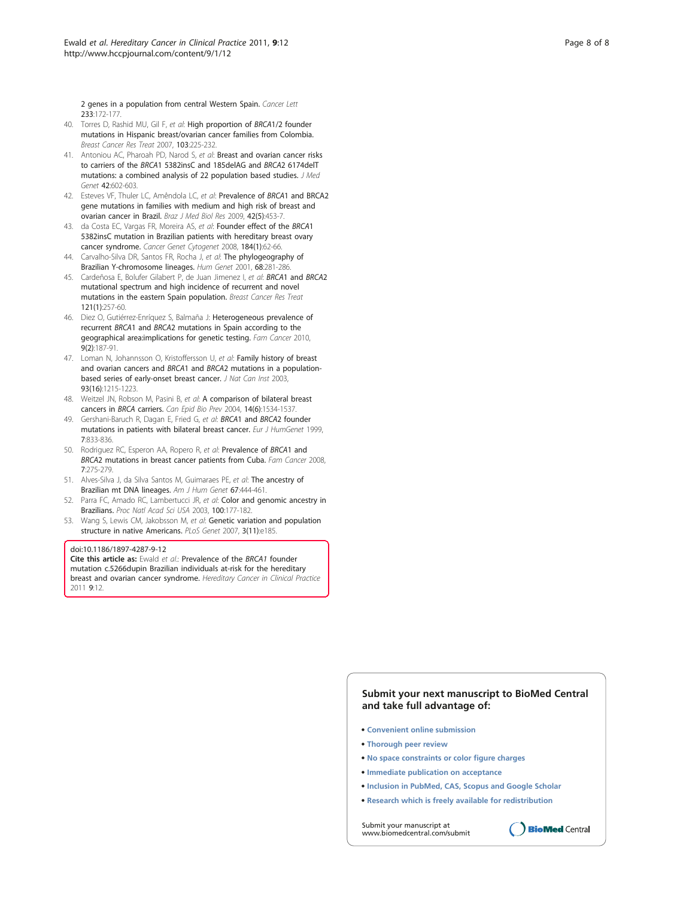2 genes in a population from central Western Spain. *Cancer Lett* 233:172-177.

40. Torres D, Rashid MU, Gil F, *et al*: High proportion of *BRCA*1/2 founder mutations in Hispanic breast/ovarian cancer families from Colombia. *Breast Cancer Res Treat* 2007, 103:225-232.
41. Antoniou AC, Pharoah PD, Narod S, *et al*: Breast and ovarian cancer risks to carriers of the *BRCA*1 5382insC and 185delAG and *BRCA*2 6174delT mutations: a combined analysis of 22 population based studies. *J Med Genet* 42:602-603.
42. Esteves VF, Thuler LC, Amêndola LC, *et al*: Prevalence of *BRCA*1 and BRCA2 gene mutations in families with medium and high risk of breast and ovarian cancer in Brazil. *Braz J Med Biol Res* 2009, 42(5):453-7.
43. da Costa EC, Vargas FR, Moreira AS, *et al*: Founder effect of the *BRCA*1 5382insC mutation in Brazilian patients with hereditary breast ovary cancer syndrome. *Cancer Genet Cytogenet* 2008, 184(1):62-66.
44. Carvalho-Silva DR, Santos FR, Rocha J, *et al*: The phylogeography of Brazilian Y-chromosome lineages. *Hum Genet* 2001, 68:281-286.
45. Cardeñosa E, Bolufer Gilabert P, de Juan Jimenez I, *et al*: *BRCA*1 and *BRCA*2 mutational spectrum and high incidence of recurrent and novel mutations in the eastern Spain population. *Breast Cancer Res Treat* 121(1):257-60.
46. Diez O, Gutiérrez-Enríquez S, Balmaña J: Heterogeneous prevalence of recurrent *BRCA*1 and *BRCA*2 mutations in Spain according to the geographical area:implications for genetic testing. *Fam Cancer* 2010, 9(2):187-91.
47. Loman N, Johannsson O, Kristoffersson U, *et al*: Family history of breast and ovarian cancers and *BRCA*1 and *BRCA*2 mutations in a population-based series of early-onset breast cancer. *J Nat Can Inst* 2003, 93(16):1215-1223.
48. Weitzel JN, Robson M, Pasini B, *et al*: A comparison of bilateral breast cancers in *BRCA* carriers. *Can Epid Bio Prev* 2004, 14(6):1534-1537.
49. Gershani-Baruch R, Dagan E, Fried G, *et al*: *BRCA*1 and *BRCA*2 founder mutations in patients with bilateral breast cancer. *Eur J HumGenet* 1999, 7:833-836.
50. Rodriguez RC, Esperon AA, Ropero R, *et al*: Prevalence of *BRCA*1 and *BRCA*2 mutations in breast cancer patients from Cuba. *Fam Cancer* 2008, 7:275-279.
51. Alves-Silva J, da Silva Santos M, Guimaraes PE, *et al*: The ancestry of Brazilian mt DNA lineages. *Am J Hum Genet* 67:444-461.
52. Parra FC, Amado RC, Lambertucci JR, *et al*: Color and genomic ancestry in Brazilians. *Proc Natl Acad Sci USA* 2003, 100:177-182.
53. Wang S, Lewis CM, Jakobsson M, *et al*: Genetic variation and population structure in native Americans. *PLoS Genet* 2007, 3(11):e185.

doi:10.1186/1897-4287-9-12

**Cite this article as:** Ewald *et al*.: Prevalence of the *BRCA1* founder mutation c.5266dupin Brazilian individuals at-risk for the hereditary breast and ovarian cancer syndrome. *Hereditary Cancer in Clinical Practice* 2011 9:12.

**Submit your next manuscript to BioMed Central and take full advantage of:**

- Convenient online submission
- Thorough peer review
- No space constraints or color figure charges
- Immediate publication on acceptance
- Inclusion in PubMed, CAS, Scopus and Google Scholar
- Research which is freely available for redistribution

Submit your manuscript at www.biomedcentral.com/submit

BioMed Central